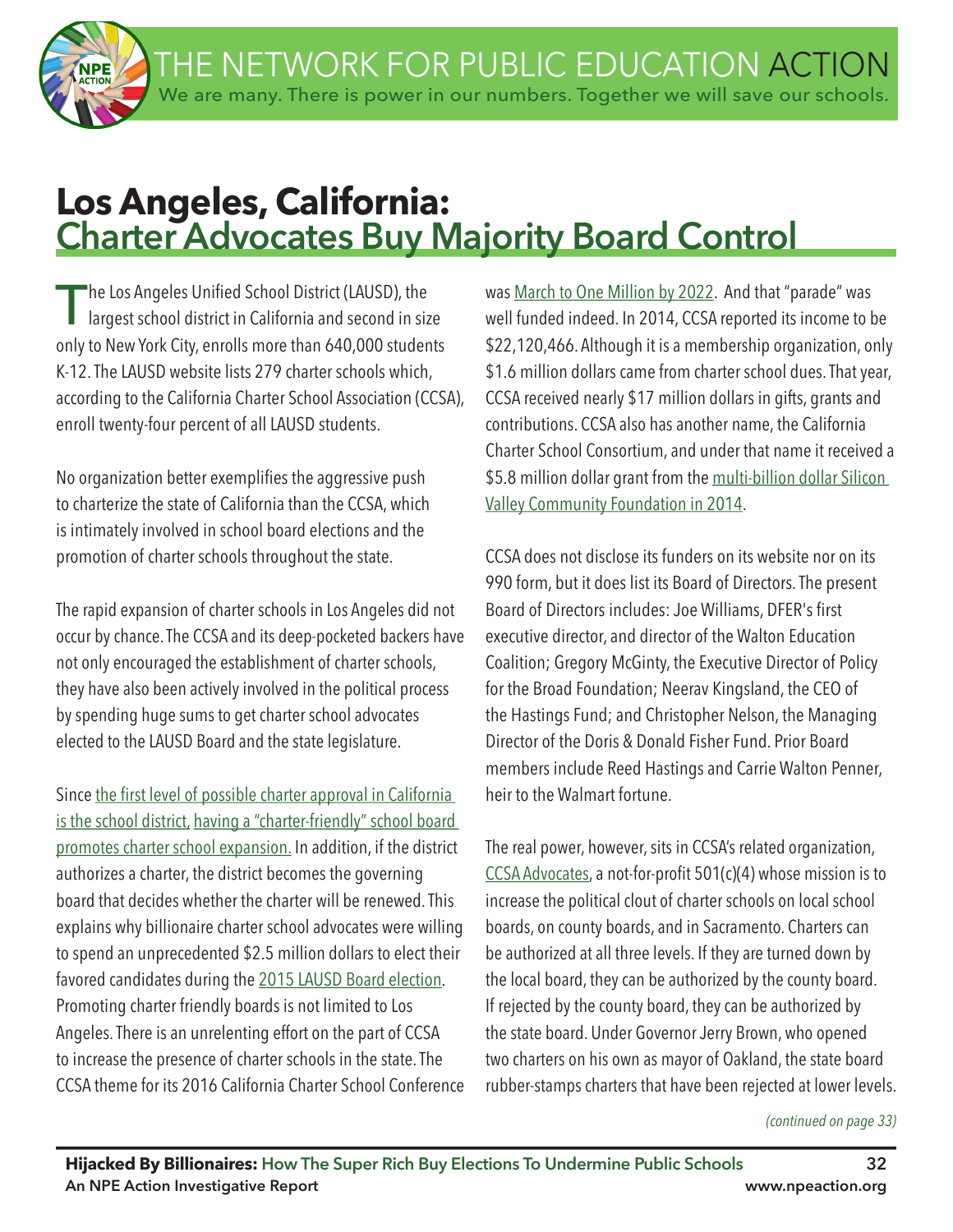# Los Angeles, California: Charter Advocates Buy Majority Board Control

The Los Angeles Unified School District (LAUSD), the largest school district in California and second in size only to New York City, enrolls more than 640,000 students K-12. The LAUSD website lists 279 charter schools which, according to the California Charter School Association (CCSA), enroll twenty-four percent of all LAUSD students.

No organization better exemplifies the aggressive push to charterize the state of California than the CCSA, which is intimately involved in school board elections and the promotion of charter schools throughout the state.

The rapid expansion of charter schools in Los Angeles did not occur by chance. The CCSA and its deep-pocketed backers have not only encouraged the establishment of charter schools, they have also been actively involved in the political process by spending huge sums to get charter school advocates elected to the LAUSD Board and the state legislature.

Since the first level of possible charter approval in California is the school district, having a "charter-friendly" school board promotes charter school expansion. In addition, if the district authorizes a charter, the district becomes the governing board that decides whether the charter will be renewed. This explains why billionaire charter school advocates were willing to spend an unprecedented $2.5 million dollars to elect their favored candidates during the 2015 LAUSD Board election. Promoting charter friendly boards is not limited to Los Angeles. There is an unrelenting effort on the part of CCSA to increase the presence of charter schools in the state. The CCSA theme for its 2016 California Charter School Conference was March to One Million by 2022. And that "parade" was well funded indeed. In 2014, CCSA reported its income to be $22,120,466. Although it is a membership organization, only $1.6 million dollars came from charter school dues. That year, CCSA received nearly $17 million dollars in gifts, grants and contributions. CCSA also has another name, the California Charter School Consortium, and under that name it received a $5.8 million dollar grant from the multi-billion dollar Silicon Valley Community Foundation in 2014.

CCSA does not disclose its funders on its website nor on its 990 form, but it does list its Board of Directors. The present Board of Directors includes: Joe Williams, DFER's first executive director, and director of the Walton Education Coalition; Gregory McGinty, the Executive Director of Policy for the Broad Foundation; Neerav Kingsland, the CEO of the Hastings Fund; and Christopher Nelson, the Managing Director of the Doris & Donald Fisher Fund. Prior Board members include Reed Hastings and Carrie Walton Penner, heir to the Walmart fortune.

The real power, however, sits in CCSA's related organization, CCSA Advocates, a not-for-profit 501(c)(4) whose mission is to increase the political clout of charter schools on local school boards, on county boards, and in Sacramento. Charters can be authorized at all three levels. If they are turned down by the local board, they can be authorized by the county board. If rejected by the county board, they can be authorized by the state board. Under Governor Jerry Brown, who opened two charters on his own as mayor of Oakland, the state board rubber-stamps charters that have been rejected at lower levels.

*(continued on page 33)*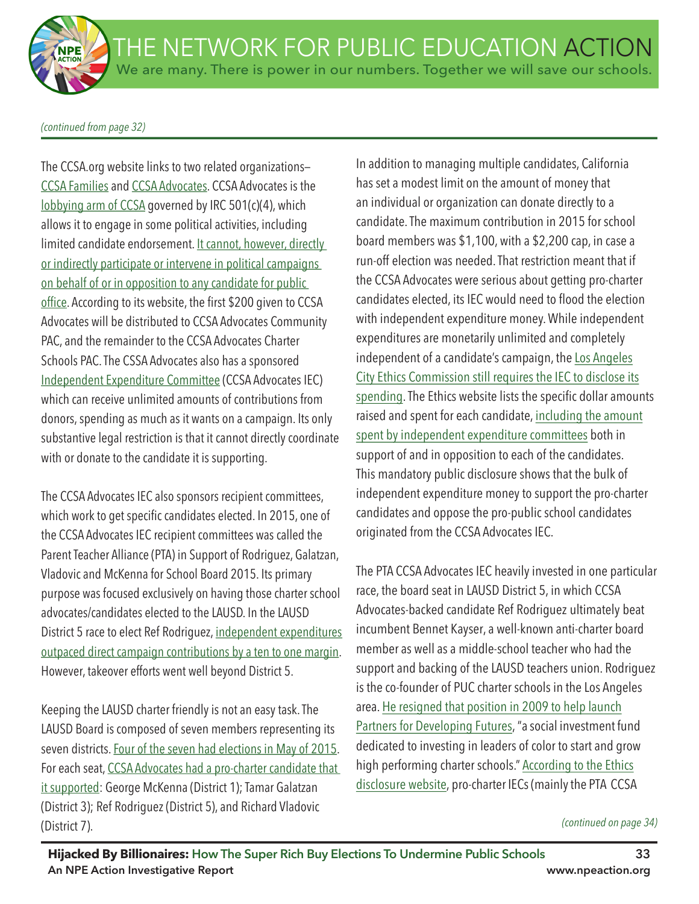*(continued from page 32)*

The CCSA.org website links to two related organizations–CCSA Families and CCSA Advocates. CCSA Advocates is the lobbying arm of CCSA governed by IRC 501(c)(4), which allows it to engage in some political activities, including limited candidate endorsement. It cannot, however, directly or indirectly participate or intervene in political campaigns on behalf of or in opposition to any candidate for public office. According to its website, the first $200 given to CCSA Advocates will be distributed to CCSA Advocates Community PAC, and the remainder to the CCSA Advocates Charter Schools PAC. The CSSA Advocates also has a sponsored Independent Expenditure Committee (CCSA Advocates IEC) which can receive unlimited amounts of contributions from donors, spending as much as it wants on a campaign. Its only substantive legal restriction is that it cannot directly coordinate with or donate to the candidate it is supporting.

The CCSA Advocates IEC also sponsors recipient committees, which work to get specific candidates elected. In 2015, one of the CCSA Advocates IEC recipient committees was called the Parent Teacher Alliance (PTA) in Support of Rodriguez, Galatzan, Vladovic and McKenna for School Board 2015. Its primary purpose was focused exclusively on having those charter school advocates/candidates elected to the LAUSD. In the LAUSD District 5 race to elect Ref Rodriguez, independent expenditures outpaced direct campaign contributions by a ten to one margin. However, takeover efforts went well beyond District 5.

Keeping the LAUSD charter friendly is not an easy task. The LAUSD Board is composed of seven members representing its seven districts. Four of the seven had elections in May of 2015. For each seat, CCSA Advocates had a pro-charter candidate that it supported: George McKenna (District 1); Tamar Galatzan (District 3); Ref Rodriguez (District 5), and Richard Vladovic (District 7).

In addition to managing multiple candidates, California has set a modest limit on the amount of money that an individual or organization can donate directly to a candidate. The maximum contribution in 2015 for school board members was $1,100, with a $2,200 cap, in case a run-off election was needed. That restriction meant that if the CCSA Advocates were serious about getting pro-charter candidates elected, its IEC would need to flood the election with independent expenditure money. While independent expenditures are monetarily unlimited and completely independent of a candidate's campaign, the Los Angeles City Ethics Commission still requires the IEC to disclose its spending. The Ethics website lists the specific dollar amounts raised and spent for each candidate, including the amount spent by independent expenditure committees both in support of and in opposition to each of the candidates. This mandatory public disclosure shows that the bulk of independent expenditure money to support the pro-charter candidates and oppose the pro-public school candidates originated from the CCSA Advocates IEC.

The PTA CCSA Advocates IEC heavily invested in one particular race, the board seat in LAUSD District 5, in which CCSA Advocates-backed candidate Ref Rodriguez ultimately beat incumbent Bennet Kayser, a well-known anti-charter board member as well as a middle-school teacher who had the support and backing of the LAUSD teachers union. Rodriguez is the co-founder of PUC charter schools in the Los Angeles area. He resigned that position in 2009 to help launch Partners for Developing Futures, "a social investment fund dedicated to investing in leaders of color to start and grow high performing charter schools." According to the Ethics disclosure website, pro-charter IECs (mainly the PTA CCSA

*(continued on page 34)*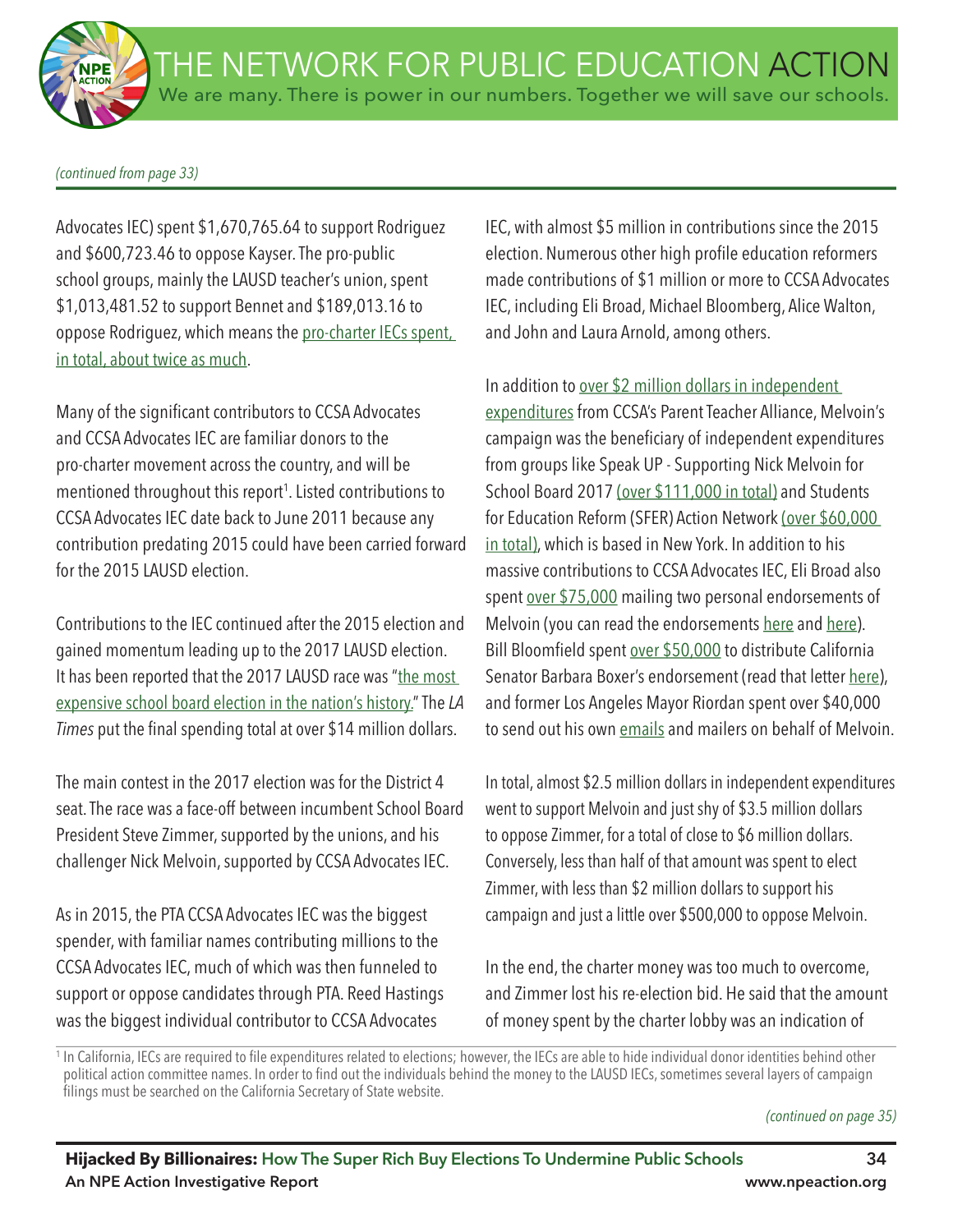*(continued from page 33)*

Advocates IEC) spent $1,670,765.64 to support Rodriguez and $600,723.46 to oppose Kayser. The pro-public school groups, mainly the LAUSD teacher's union, spent $1,013,481.52 to support Bennet and $189,013.16 to oppose Rodriguez, which means the pro-charter IECs spent, in total, about twice as much.

Many of the significant contributors to CCSA Advocates and CCSA Advocates IEC are familiar donors to the pro-charter movement across the country, and will be mentioned throughout this report[1]. Listed contributions to CCSA Advocates IEC date back to June 2011 because any contribution predating 2015 could have been carried forward for the 2015 LAUSD election.

Contributions to the IEC continued after the 2015 election and gained momentum leading up to the 2017 LAUSD election. It has been reported that the 2017 LAUSD race was "the most expensive school board election in the nation's history." The *LA Times* put the final spending total at over $14 million dollars.

The main contest in the 2017 election was for the District 4 seat. The race was a face-off between incumbent School Board President Steve Zimmer, supported by the unions, and his challenger Nick Melvoin, supported by CCSA Advocates IEC.

As in 2015, the PTA CCSA Advocates IEC was the biggest spender, with familiar names contributing millions to the CCSA Advocates IEC, much of which was then funneled to support or oppose candidates through PTA. Reed Hastings was the biggest individual contributor to CCSA Advocates IEC, with almost $5 million in contributions since the 2015 election. Numerous other high profile education reformers made contributions of $1 million or more to CCSA Advocates IEC, including Eli Broad, Michael Bloomberg, Alice Walton, and John and Laura Arnold, among others.

In addition to over $2 million dollars in independent expenditures from CCSA's Parent Teacher Alliance, Melvoin's campaign was the beneficiary of independent expenditures from groups like Speak UP - Supporting Nick Melvoin for School Board 2017 (over $111,000 in total) and Students for Education Reform (SFER) Action Network (over $60,000 in total), which is based in New York. In addition to his massive contributions to CCSA Advocates IEC, Eli Broad also spent over $75,000 mailing two personal endorsements of Melvoin (you can read the endorsements here and here). Bill Bloomfield spent over $50,000 to distribute California Senator Barbara Boxer's endorsement (read that letter here), and former Los Angeles Mayor Riordan spent over $40,000 to send out his own emails and mailers on behalf of Melvoin.

In total, almost $2.5 million dollars in independent expenditures went to support Melvoin and just shy of $3.5 million dollars to oppose Zimmer, for a total of close to $6 million dollars. Conversely, less than half of that amount was spent to elect Zimmer, with less than $2 million dollars to support his campaign and just a little over $500,000 to oppose Melvoin.

In the end, the charter money was too much to overcome, and Zimmer lost his re-election bid. He said that the amount of money spent by the charter lobby was an indication of

[1] In California, IECs are required to file expenditures related to elections; however, the IECs are able to hide individual donor identities behind other political action committee names. In order to find out the individuals behind the money to the LAUSD IECs, sometimes several layers of campaign filings must be searched on the California Secretary of State website.

*(continued on page 35)*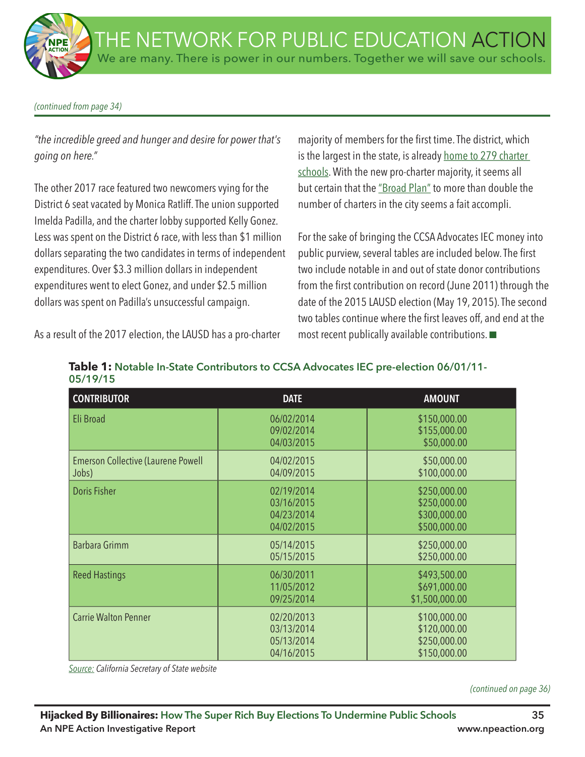*(continued from page 34)*

*"the incredible greed and hunger and desire for power that's going on here."*

The other 2017 race featured two newcomers vying for the District 6 seat vacated by Monica Ratliff. The union supported Imelda Padilla, and the charter lobby supported Kelly Gonez. Less was spent on the District 6 race, with less than $1 million dollars separating the two candidates in terms of independent expenditures. Over $3.3 million dollars in independent expenditures went to elect Gonez, and under $2.5 million dollars was spent on Padilla's unsuccessful campaign.

As a result of the 2017 election, the LAUSD has a pro-charter majority of members for the first time. The district, which is the largest in the state, is already home to 279 charter schools. With the new pro-charter majority, it seems all but certain that the "Broad Plan" to more than double the number of charters in the city seems a fait accompli.

For the sake of bringing the CCSA Advocates IEC money into public purview, several tables are included below. The first two include notable in and out of state donor contributions from the first contribution on record (June 2011) through the date of the 2015 LAUSD election (May 19, 2015). The second two tables continue where the first leaves off, and end at the most recent publically available contributions. ■

**Table 1:** Notable In-State Contributors to CCSA Advocates IEC pre-election 06/01/11-05/19/15

| CONTRIBUTOR | DATE | AMOUNT |
|---|---|---|
| Eli Broad | 06/02/2014<br>09/02/2014<br>04/03/2015 | $150,000.00<br>$155,000.00<br>$50,000.00 |
| Emerson Collective (Laurene Powell Jobs) | 04/02/2015<br>04/09/2015 | $50,000.00<br>$100,000.00 |
| Doris Fisher | 02/19/2014<br>03/16/2015<br>04/23/2014<br>04/02/2015 | $250,000.00<br>$250,000.00<br>$300,000.00<br>$500,000.00 |
| Barbara Grimm | 05/14/2015<br>05/15/2015 | $250,000.00<br>$250,000.00 |
| Reed Hastings | 06/30/2011<br>11/05/2012<br>09/25/2014 | $493,500.00<br>$691,000.00<br>$1,500,000.00 |
| Carrie Walton Penner | 02/20/2013<br>03/13/2014<br>05/13/2014<br>04/16/2015 | $100,000.00<br>$120,000.00<br>$250,000.00<br>$150,000.00 |

*Source: California Secretary of State website*

*(continued on page 36)*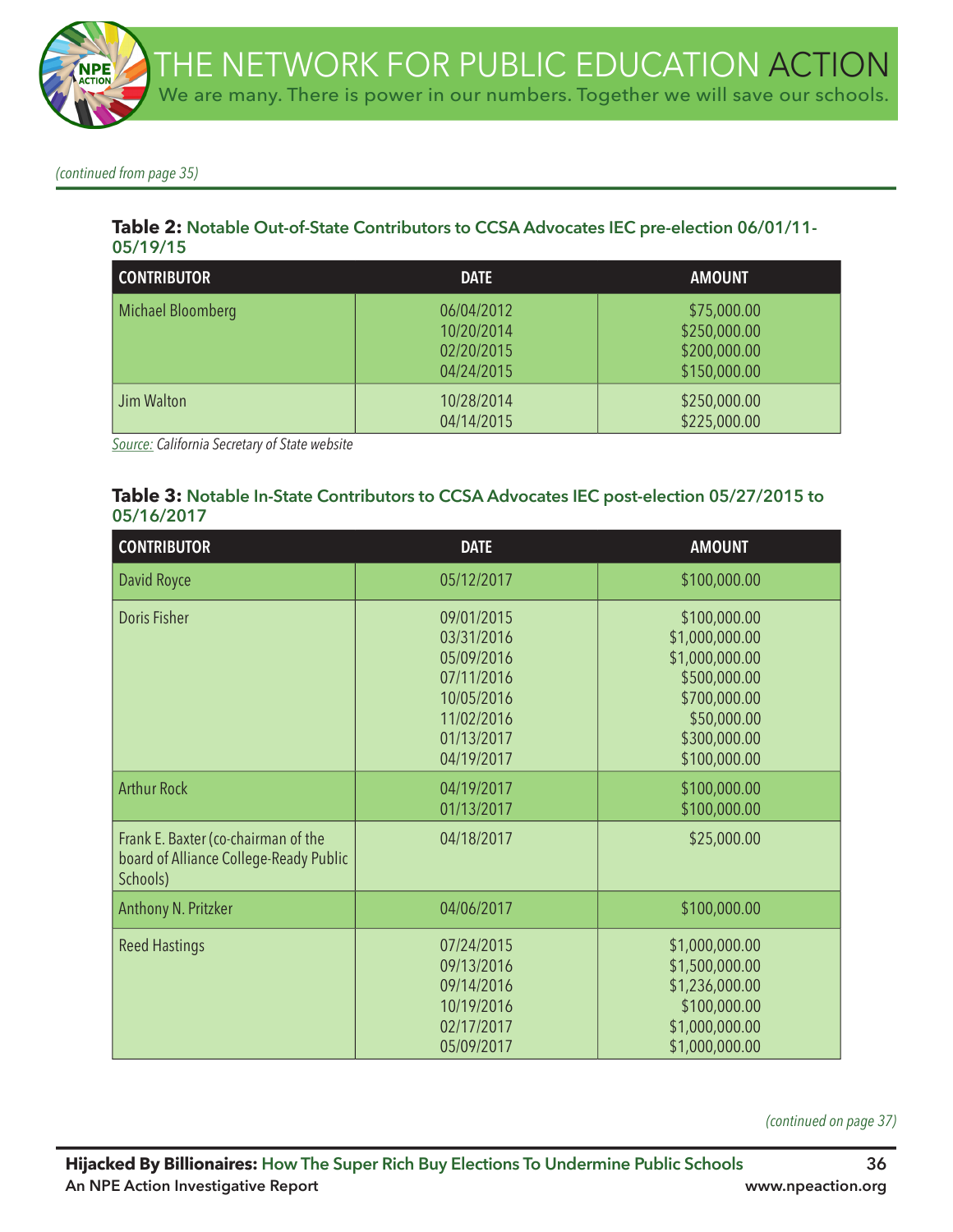*(continued from page 35)*

**Table 2:** **Notable Out-of-State Contributors to CCSA Advocates IEC pre-election 06/01/11-05/19/15**

| CONTRIBUTOR | DATE | AMOUNT |
|---|---|---|
| Michael Bloomberg | 06/04/2012<br>10/20/2014<br>02/20/2015<br>04/24/2015 | $75,000.00<br>$250,000.00<br>$200,000.00<br>$150,000.00 |
| Jim Walton | 10/28/2014<br>04/14/2015 | $250,000.00<br>$225,000.00 |

*Source: California Secretary of State website*

**Table 3:** **Notable In-State Contributors to CCSA Advocates IEC post-election 05/27/2015 to 05/16/2017**

| CONTRIBUTOR | DATE | AMOUNT |
|---|---|---|
| David Royce | 05/12/2017 | $100,000.00 |
| Doris Fisher | 09/01/2015<br>03/31/2016<br>05/09/2016<br>07/11/2016<br>10/05/2016<br>11/02/2016<br>01/13/2017<br>04/19/2017 | $100,000.00<br>$1,000,000.00<br>$1,000,000.00<br>$500,000.00<br>$700,000.00<br>$50,000.00<br>$300,000.00<br>$100,000.00 |
| Arthur Rock | 04/19/2017<br>01/13/2017 | $100,000.00<br>$100,000.00 |
| Frank E. Baxter (co-chairman of the board of Alliance College-Ready Public Schools) | 04/18/2017 | $25,000.00 |
| Anthony N. Pritzker | 04/06/2017 | $100,000.00 |
| Reed Hastings | 07/24/2015<br>09/13/2016<br>09/14/2016<br>10/19/2016<br>02/17/2017<br>05/09/2017 | $1,000,000.00<br>$1,500,000.00<br>$1,236,000.00<br>$100,000.00<br>$1,000,000.00<br>$1,000,000.00 |

*(continued on page 37)*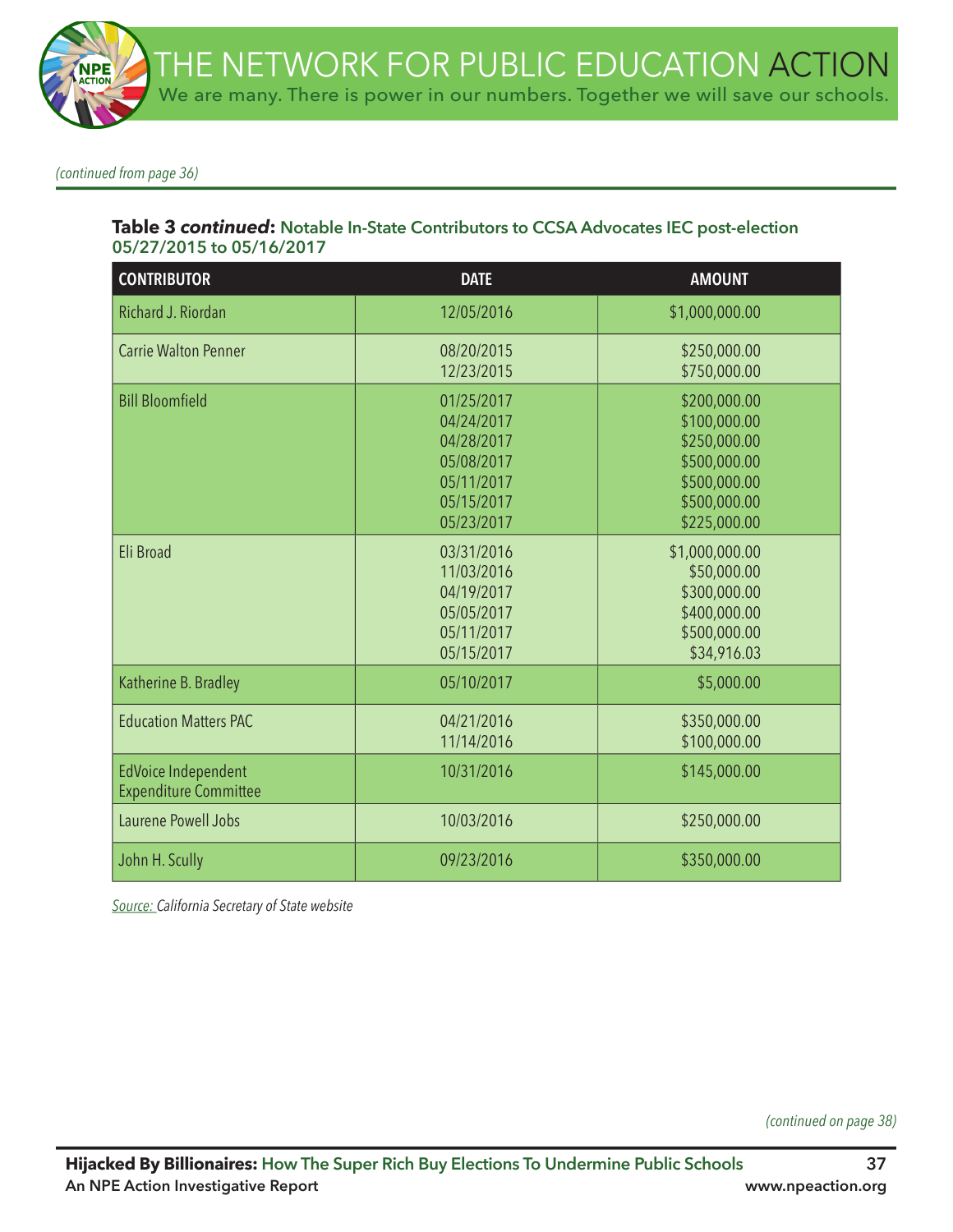*(continued from page 36)*

**Table 3 *continued*: Notable In-State Contributors to CCSA Advocates IEC post-election 05/27/2015 to 05/16/2017**

| CONTRIBUTOR | DATE | AMOUNT |
|---|---|---|
| Richard J. Riordan | 12/05/2016 | $1,000,000.00 |
| Carrie Walton Penner | 08/20/2015<br>12/23/2015 | $250,000.00<br>$750,000.00 |
| Bill Bloomfield | 01/25/2017<br>04/24/2017<br>04/28/2017<br>05/08/2017<br>05/11/2017<br>05/15/2017<br>05/23/2017 | $200,000.00<br>$100,000.00<br>$250,000.00<br>$500,000.00<br>$500,000.00<br>$500,000.00<br>$225,000.00 |
| Eli Broad | 03/31/2016<br>11/03/2016<br>04/19/2017<br>05/05/2017<br>05/11/2017<br>05/15/2017 | $1,000,000.00<br>$50,000.00<br>$300,000.00<br>$400,000.00<br>$500,000.00<br>$34,916.03 |
| Katherine B. Bradley | 05/10/2017 | $5,000.00 |
| Education Matters PAC | 04/21/2016<br>11/14/2016 | $350,000.00<br>$100,000.00 |
| EdVoice Independent Expenditure Committee | 10/31/2016 | $145,000.00 |
| Laurene Powell Jobs | 10/03/2016 | $250,000.00 |
| John H. Scully | 09/23/2016 | $350,000.00 |

*Source: California Secretary of State website*

*(continued on page 38)*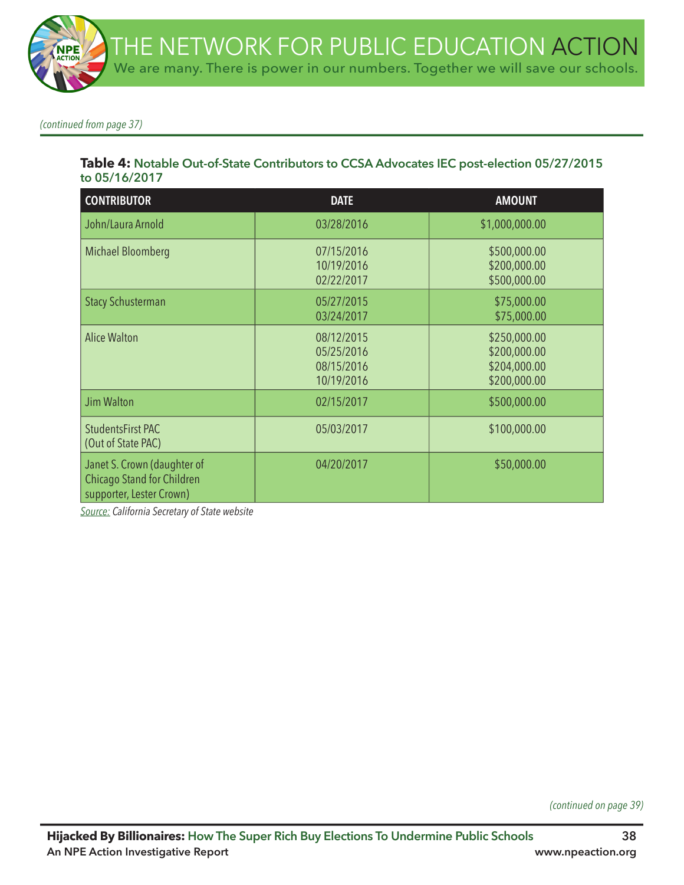*(continued from page 37)*

**Table 4:** **Notable Out-of-State Contributors to CCSA Advocates IEC post-election 05/27/2015 to 05/16/2017**

| CONTRIBUTOR | DATE | AMOUNT |
|---|---|---|
| John/Laura Arnold | 03/28/2016 | $1,000,000.00 |
| Michael Bloomberg | 07/15/2016<br>10/19/2016<br>02/22/2017 | $500,000.00<br>$200,000.00<br>$500,000.00 |
| Stacy Schusterman | 05/27/2015<br>03/24/2017 | $75,000.00<br>$75,000.00 |
| Alice Walton | 08/12/2015<br>05/25/2016<br>08/15/2016<br>10/19/2016 | $250,000.00<br>$200,000.00<br>$204,000.00<br>$200,000.00 |
| Jim Walton | 02/15/2017 | $500,000.00 |
| StudentsFirst PAC (Out of State PAC) | 05/03/2017 | $100,000.00 |
| Janet S. Crown (daughter of Chicago Stand for Children supporter, Lester Crown) | 04/20/2017 | $50,000.00 |

*Source: California Secretary of State website*

*(continued on page 39)*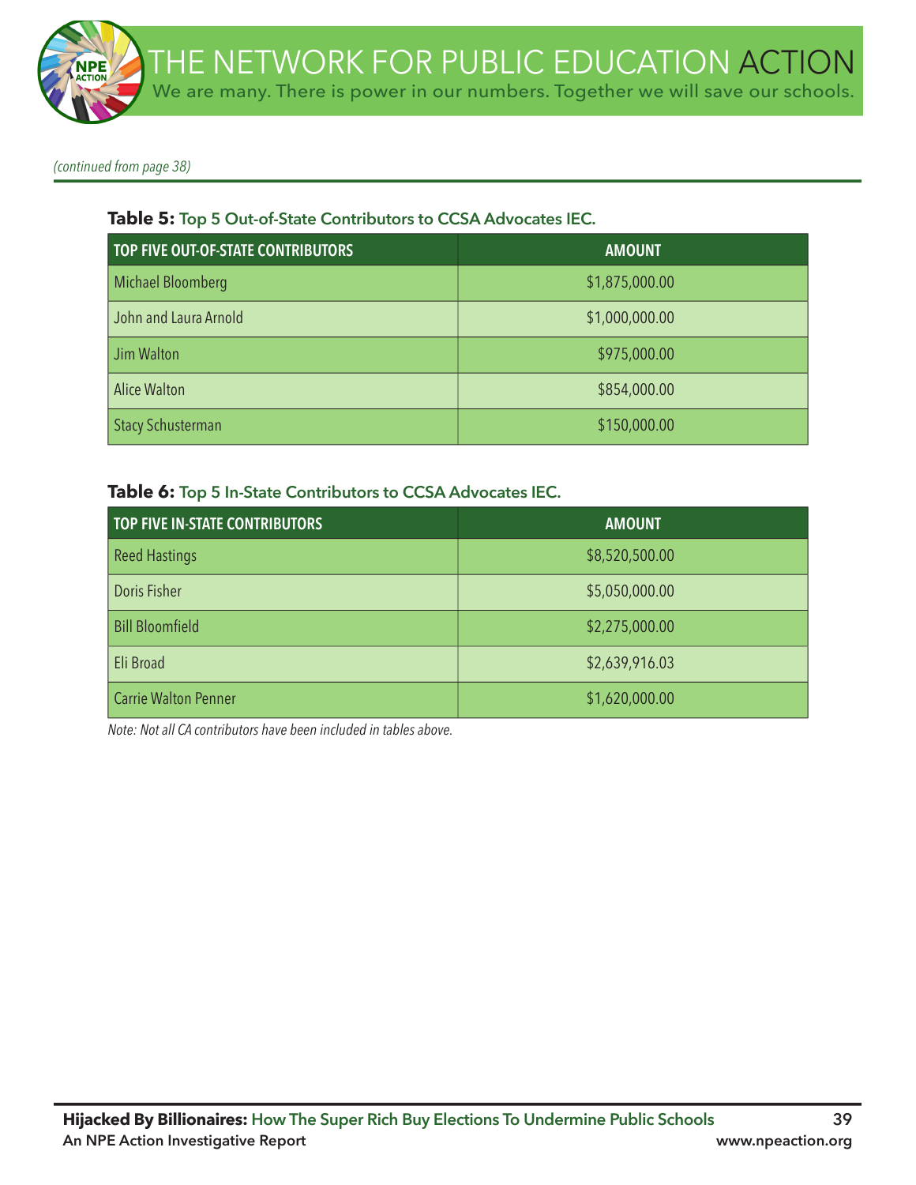*(continued from page 38)*

**Table 5:** Top 5 Out-of-State Contributors to CCSA Advocates IEC.

| TOP FIVE OUT-OF-STATE CONTRIBUTORS | AMOUNT |
|---|---|
| Michael Bloomberg | $1,875,000.00 |
| John and Laura Arnold | $1,000,000.00 |
| Jim Walton | $975,000.00 |
| Alice Walton | $854,000.00 |
| Stacy Schusterman | $150,000.00 |

**Table 6:** Top 5 In-State Contributors to CCSA Advocates IEC.

| TOP FIVE IN-STATE CONTRIBUTORS | AMOUNT |
|---|---|
| Reed Hastings | $8,520,500.00 |
| Doris Fisher | $5,050,000.00 |
| Bill Bloomfield | $2,275,000.00 |
| Eli Broad | $2,639,916.03 |
| Carrie Walton Penner | $1,620,000.00 |

*Note: Not all CA contributors have been included in tables above.*